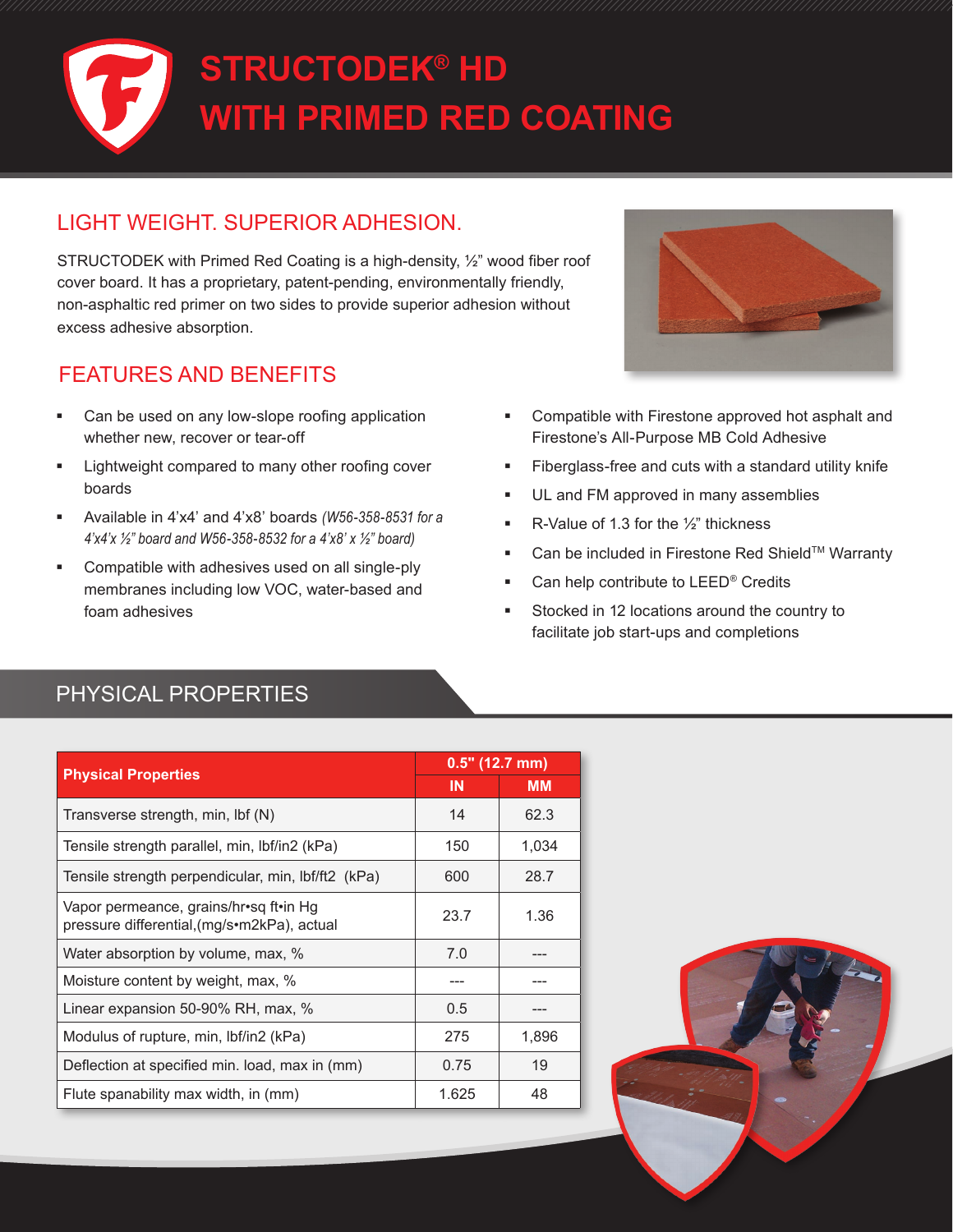# STRUCTODEK® HD WITH PRIMED RED COATING

## LIGHT WEIGHT. SUPERIOR ADHESION.

STRUCTODEK with Primed Red Coating is a high-density, ½" wood fiber roof cover board. It has a proprietary, patent-pending, environmentally friendly, non-asphaltic red primer on two sides to provide superior adhesion without excess adhesive absorption.

## FEATURES AND BENEFITS

- Can be used on any low-slope roofing application whether new, recover or tear-off
- Lightweight compared to many other roofing cover boards
- Available in 4'x4' and 4'x8' boards *(W56-358-8531 for a 4'x4'x ½" board and W56-358-8532 for a 4'x8' x ½" board)*
- Compatible with adhesives used on all single-ply membranes including low VOC, water-based and foam adhesives
- Compatible with Firestone approved hot asphalt and Firestone's All-Purpose MB Cold Adhesive
- Fiberglass-free and cuts with a standard utility knife
- UL and FM approved in many assemblies
- R-Value of 1.3 for the ½" thickness
- Can be included in Firestone Red Shield™ Warranty
- Can help contribute to LEED® Credits
- Stocked in 12 locations around the country to facilitate job start-ups and completions

## PHYSICAL PROPERTIES

| Physical Properties | 0.5" (12.7 mm) | |
|---|---|---|
| | IN | MM |
| Transverse strength, min, lbf (N) | 14 | 62.3 |
| Tensile strength parallel, min, lbf/in2 (kPa) | 150 | 1,034 |
| Tensile strength perpendicular, min, lbf/ft2 (kPa) | 600 | 28.7 |
| Vapor permeance, grains/hr•sq ft•in Hg pressure differential,(mg/s•m2kPa), actual | 23.7 | 1.36 |
| Water absorption by volume, max, % | 7.0 | --- |
| Moisture content by weight, max, % | --- | --- |
| Linear expansion 50-90% RH, max, % | 0.5 | --- |
| Modulus of rupture, min, lbf/in2 (kPa) | 275 | 1,896 |
| Deflection at specified min. load, max in (mm) | 0.75 | 19 |
| Flute spanability max width, in (mm) | 1.625 | 48 |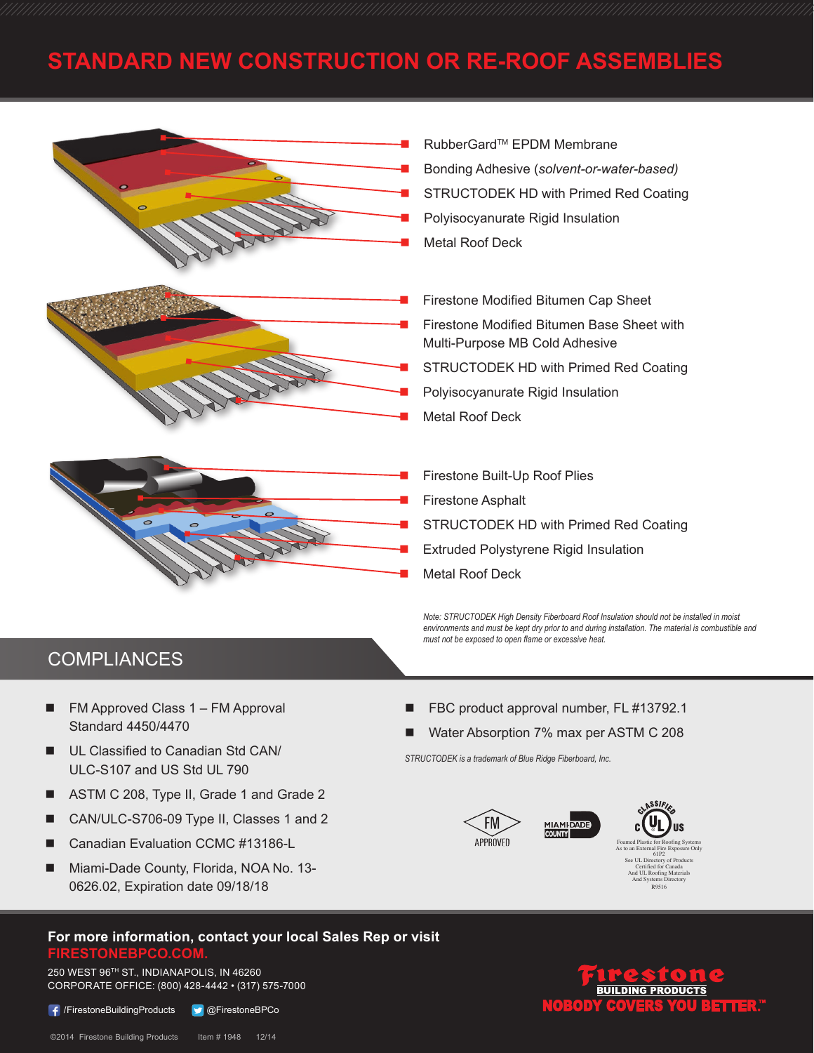# STANDARD NEW CONSTRUCTION OR RE-ROOF ASSEMBLIES

- RubberGard™ EPDM Membrane
- Bonding Adhesive (*solvent-or-water-based)*
- STRUCTODEK HD with Primed Red Coating
- Polyisocyanurate Rigid Insulation
- Metal Roof Deck

- Firestone Modified Bitumen Cap Sheet
- Firestone Modified Bitumen Base Sheet with Multi-Purpose MB Cold Adhesive
- STRUCTODEK HD with Primed Red Coating
- Polyisocyanurate Rigid Insulation
- Metal Roof Deck

- Firestone Built-Up Roof Plies
- Firestone Asphalt
- STRUCTODEK HD with Primed Red Coating
- Extruded Polystyrene Rigid Insulation
- Metal Roof Deck

*Note: STRUCTODEK High Density Fiberboard Roof Insulation should not be installed in moist environments and must be kept dry prior to and during installation. The material is combustible and must not be exposed to open flame or excessive heat.*

## COMPLIANCES

- FM Approved Class 1 – FM Approval Standard 4450/4470
- UL Classified to Canadian Std CAN/ULC-S107 and US Std UL 790
- ASTM C 208, Type II, Grade 1 and Grade 2
- CAN/ULC-S706-09 Type II, Classes 1 and 2
- Canadian Evaluation CCMC #13186-L
- Miami-Dade County, Florida, NOA No. 13-0626.02, Expiration date 09/18/18
- FBC product approval number, FL #13792.1
- Water Absorption 7% max per ASTM C 208

*STRUCTODEK is a trademark of Blue Ridge Fiberboard, Inc.*

FM APPROVED

MIAMI-DADE COUNTY

CLASSIFIED c UL US
Foamed Plastic for Roofing Systems
As to an External Fire Exposure Only
61P2
See UL Directory of Products
Certified for Canada
And UL Roofing Materials
And Systems Directory
R9516

**For more information, contact your local Sales Rep or visit FIRESTONEBPCO.COM.**

250 WEST 96TH ST., INDIANAPOLIS, IN 46260
CORPORATE OFFICE: (800) 428-4442 • (317) 575-7000

/FirestoneBuildingProducts @FirestoneBPCo

Firestone BUILDING PRODUCTS
NOBODY COVERS YOU BETTER.™

©2014 Firestone Building Products Item # 1948 12/14